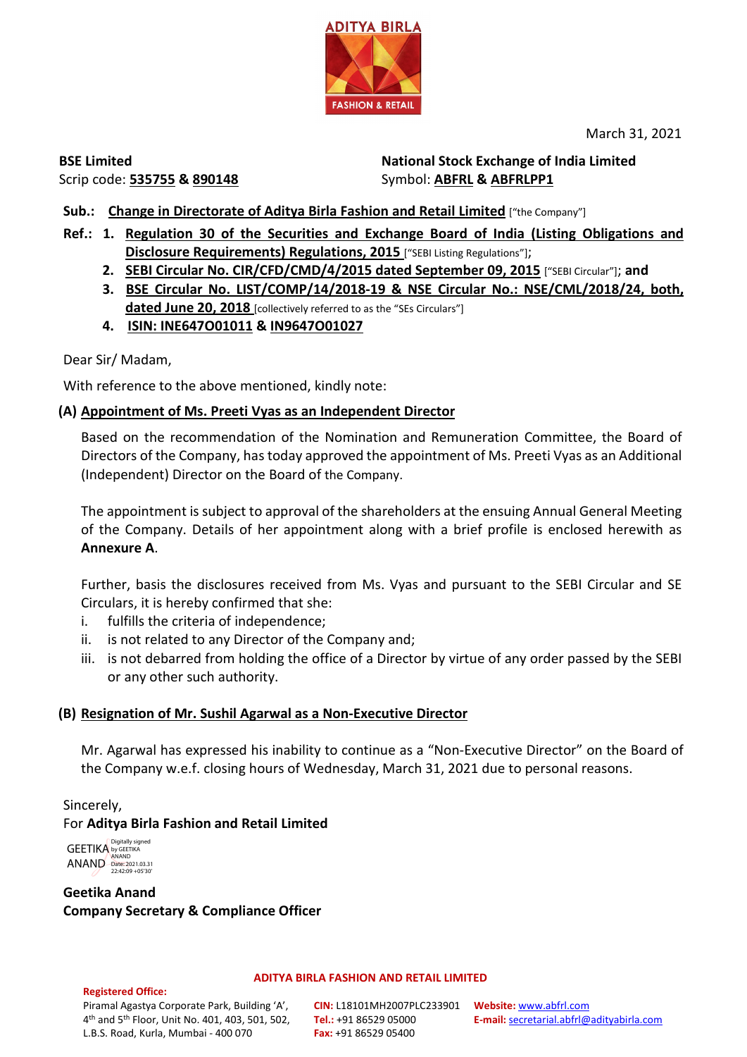March 31, 2021

**BSE Limited**
Scrip code: **535755** & **890148**

**National Stock Exchange of India Limited**
Symbol: **ABFRL** & **ABFRLPP1**

**Sub.:** **Change in Directorate of Aditya Birla Fashion and Retail Limited** ["the Company"]

**Ref.:**
1. **Regulation 30 of the Securities and Exchange Board of India (Listing Obligations and Disclosure Requirements) Regulations, 2015** ["SEBI Listing Regulations"];
2. **SEBI Circular No. CIR/CFD/CMD/4/2015 dated September 09, 2015** ["SEBI Circular"]; **and**
3. **BSE Circular No. LIST/COMP/14/2018-19 & NSE Circular No.: NSE/CML/2018/24, both, dated June 20, 2018** [collectively referred to as the "SEs Circulars"]
4. **ISIN: INE647O01011** & **IN9647O01027**

Dear Sir/ Madam,

With reference to the above mentioned, kindly note:

**(A) Appointment of Ms. Preeti Vyas as an Independent Director**

Based on the recommendation of the Nomination and Remuneration Committee, the Board of Directors of the Company, has today approved the appointment of Ms. Preeti Vyas as an Additional (Independent) Director on the Board of the Company.

The appointment is subject to approval of the shareholders at the ensuing Annual General Meeting of the Company. Details of her appointment along with a brief profile is enclosed herewith as **Annexure A**.

Further, basis the disclosures received from Ms. Vyas and pursuant to the SEBI Circular and SE Circulars, it is hereby confirmed that she:

i. fulfills the criteria of independence;
ii. is not related to any Director of the Company and;
iii. is not debarred from holding the office of a Director by virtue of any order passed by the SEBI or any other such authority.

**(B) Resignation of Mr. Sushil Agarwal as a Non-Executive Director**

Mr. Agarwal has expressed his inability to continue as a "Non-Executive Director" on the Board of the Company w.e.f. closing hours of Wednesday, March 31, 2021 due to personal reasons.

Sincerely,
For **Aditya Birla Fashion and Retail Limited**

GEETIKA ANAND
Digitally signed by GEETIKA ANAND
Date: 2021.03.31 22:42:09 +05'30'

**Geetika Anand**
**Company Secretary & Compliance Officer**

**ADITYA BIRLA FASHION AND RETAIL LIMITED**

**Registered Office:**
Piramal Agastya Corporate Park, Building 'A', 4th and 5th Floor, Unit No. 401, 403, 501, 502, L.B.S. Road, Kurla, Mumbai - 400 070

**CIN:** L18101MH2007PLC233901
**Tel.:** +91 86529 05000
**Fax:** +91 86529 05400

**Website:** www.abfrl.com
**E-mail:** secretarial.abfrl@adityabirla.com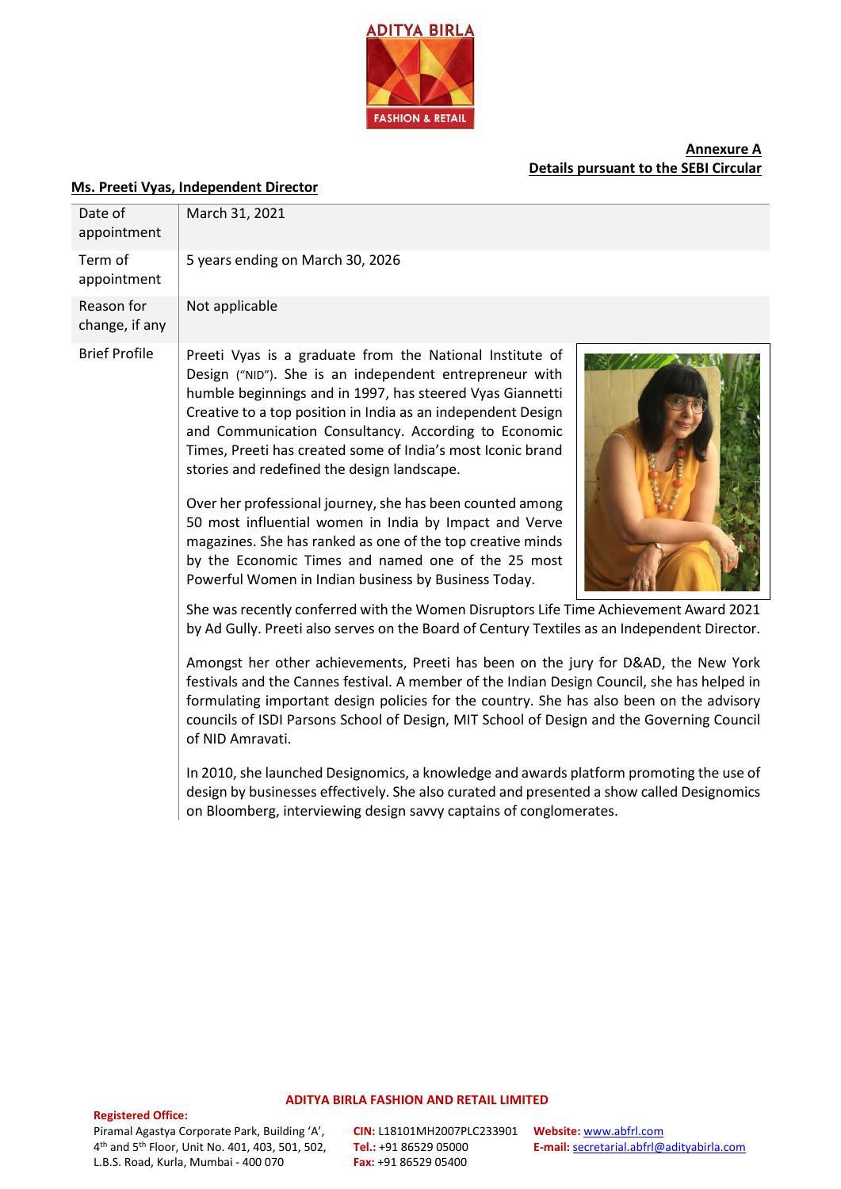**Annexure A**

**Details pursuant to the SEBI Circular**

**Ms. Preeti Vyas, Independent Director**

| | |
|---|---|
| Date of appointment | March 31, 2021 |
| Term of appointment | 5 years ending on March 30, 2026 |
| Reason for change, if any | Not applicable |
| Brief Profile | Preeti Vyas is a graduate from the National Institute of Design ("NID"). She is an independent entrepreneur with humble beginnings and in 1997, has steered Vyas Giannetti Creative to a top position in India as an independent Design and Communication Consultancy. According to Economic Times, Preeti has created some of India's most Iconic brand stories and redefined the design landscape.<br><br>Over her professional journey, she has been counted among 50 most influential women in India by Impact and Verve magazines. She has ranked as one of the top creative minds by the Economic Times and named one of the 25 most Powerful Women in Indian business by Business Today.<br><br>She was recently conferred with the Women Disruptors Life Time Achievement Award 2021 by Ad Gully. Preeti also serves on the Board of Century Textiles as an Independent Director.<br><br>Amongst her other achievements, Preeti has been on the jury for D&AD, the New York festivals and the Cannes festival. A member of the Indian Design Council, she has helped in formulating important design policies for the country. She has also been on the advisory councils of ISDI Parsons School of Design, MIT School of Design and the Governing Council of NID Amravati.<br><br>In 2010, she launched Designomics, a knowledge and awards platform promoting the use of design by businesses effectively. She also curated and presented a show called Designomics on Bloomberg, interviewing design savvy captains of conglomerates. |

**ADITYA BIRLA FASHION AND RETAIL LIMITED**

**Registered Office:**
Piramal Agastya Corporate Park, Building 'A', 4th and 5th Floor, Unit No. 401, 403, 501, 502, L.B.S. Road, Kurla, Mumbai - 400 070

**CIN:** L18101MH2007PLC233901
**Tel.:** +91 86529 05000
**Fax:** +91 86529 05400

**Website:** www.abfrl.com
**E-mail:** secretarial.abfrl@adityabirla.com